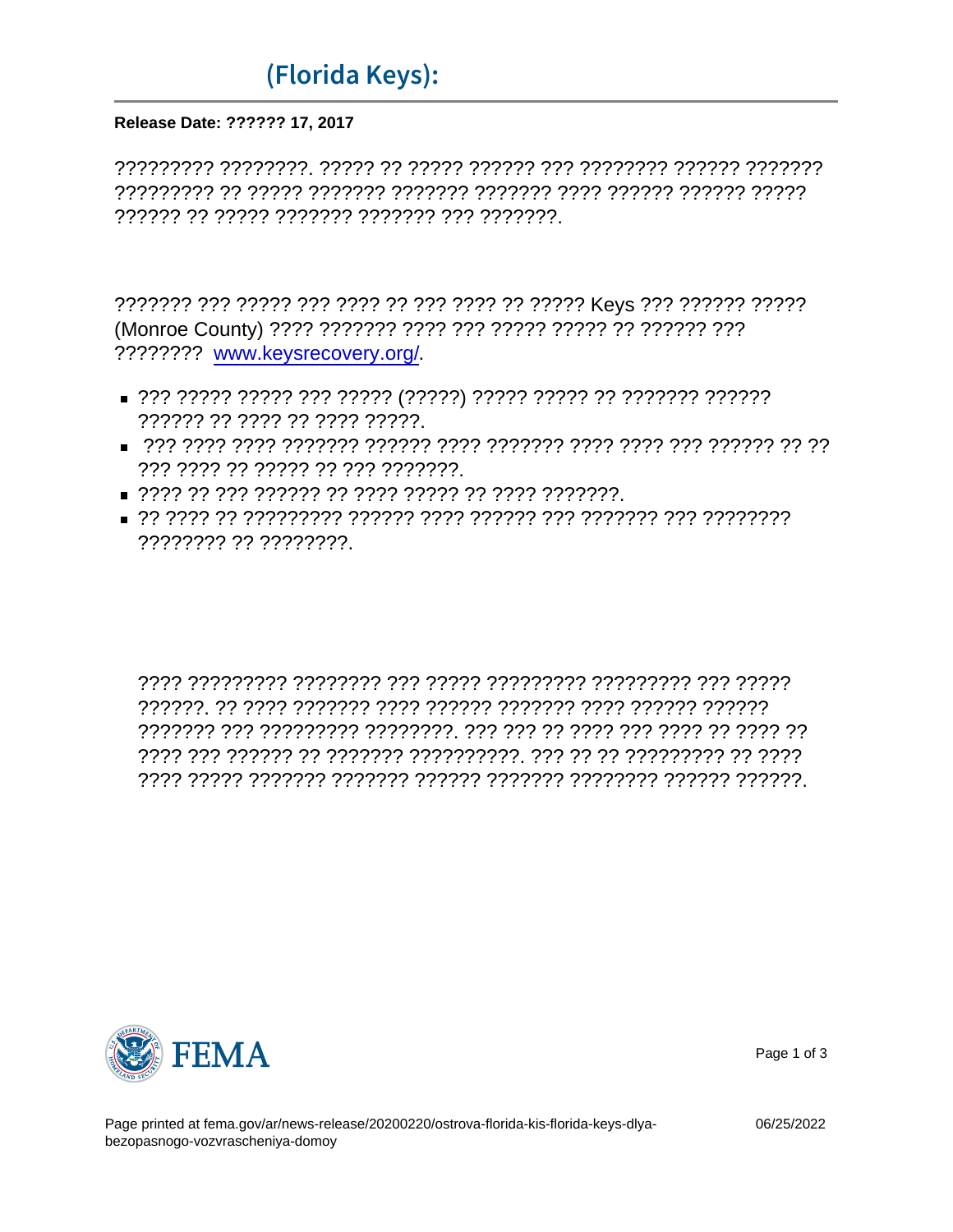# (Florida Keys):

**Release Date: ?????? 17, 2017**

????????? ????????. ????? ?? ????? ?????? ??? ???????? ?????? ??????? ????????? ?? ????? ??????? ??????? ??????? ???? ?????? ?????? ????? ?????? ?? ????? ??????? ??????? ??? ???????.

??????? ??? ????? ??? ???? ?? ??? ???? ?? ????? Keys ??? ?????? ????? (Monroe County) ???? ??????? ???? ??? ????? ????? ?? ?????? ??? ???????? [www.keysrecovery.org/](http://www.keysrecovery.org/).

- ??? ????? ????? ??? ????? (?????) ????? ????? ?? ??????? ?????? ?????? ?? ???? ?? ???? ?????.
- ??? ???? ???? ??????? ?????? ???? ??????? ???? ???? ??? ?????? ?? ?? ??? ???? ?? ????? ?? ??? ???????.
- ???? ?? ??? ?????? ?? ???? ????? ?? ???? ???????.
- ?? ???? ?? ????????? ?????? ???? ?????? ??? ??????? ??? ???????? ???????? ?? ????????.

???? ????????? ???????? ??? ????? ????????? ????????? ??? ????? ??????. ?? ???? ??????? ???? ?????? ??????? ???? ?????? ?????? ??????? ??? ????????? ????????. ??? ??? ?? ???? ??? ???? ?? ???? ?? ???? ??? ?????? ?? ??????? ??????????. ??? ?? ?? ????????? ?? ???? ???? ????? ??????? ??????? ?????? ??????? ???????? ?????? ??????.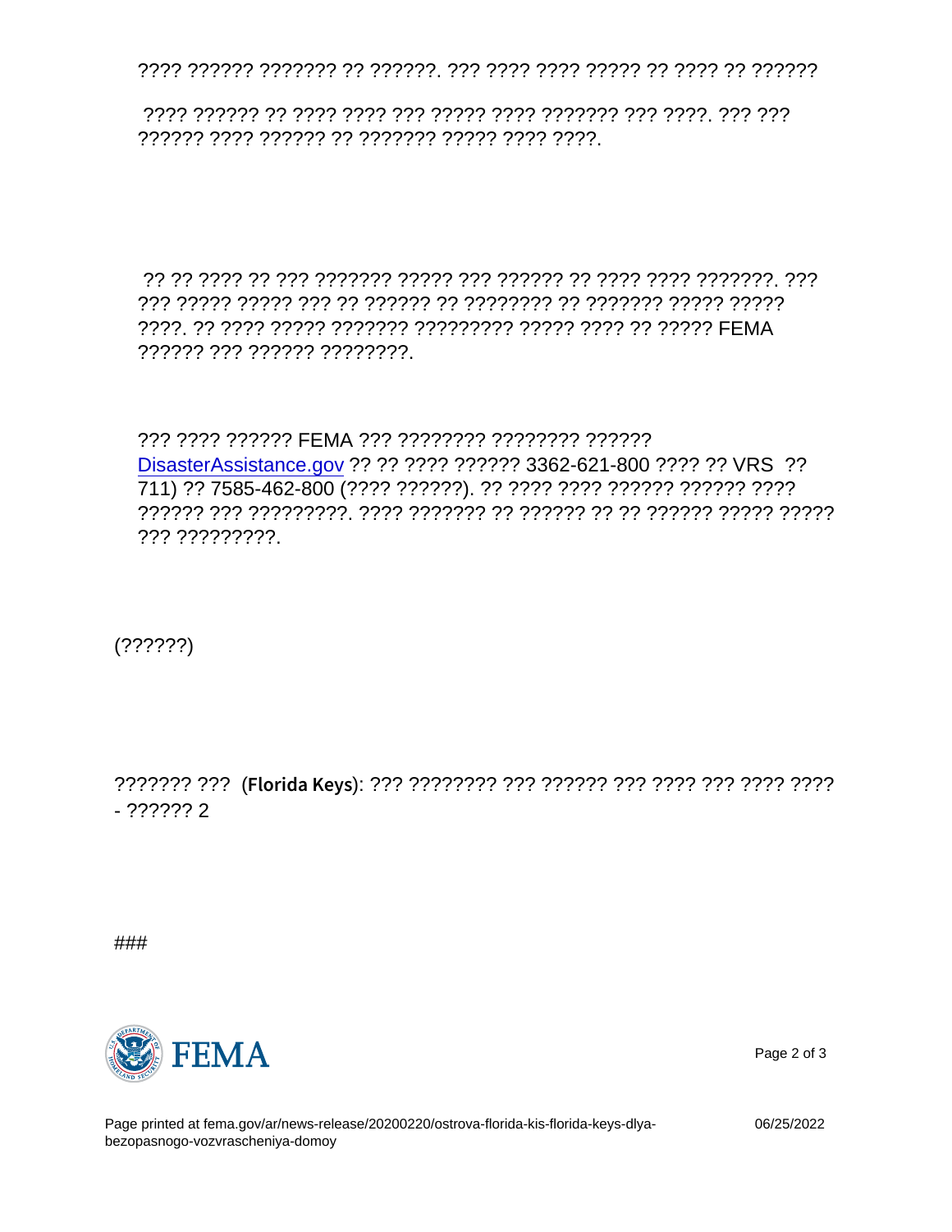???? ?????? ??????? ?? ??????. ??? ???? ???? ????? ?? ???? ?? ??????

???? ?????? ?? ???? ???? ??? ????? ???? ??????? ??? ????. ??? ??? ?????? ???? ?????? ?? ??????? ????? ???? ????.

?? ?? ???? ?? ??? ??????? ????? ??? ?????? ?? ???? ???? ???????. ??? ??? ????? ????? ??? ?? ?????? ?? ???????? ?? ??????? ????? ????? ????. ?? ???? ????? ??????? ????????? ????? ???? ?? ????? FEMA ?????? ??? ?????? ????????.

??? ???? ?????? FEMA ??? ???????? ???????? ?????? DisasterAssistance.gov ?? ?? ???? ?????? 3362-621-800 ???? ?? VRS ?? 711) ?? 7585-462-800 (???? ??????). ?? ???? ???? ?????? ?????? ???? ?????? ??? ?????????. ???? ??????? ?? ?????? ?? ?? ?????? ????? ????? ??? ?????????.

(??????)

??????? ??? (**Florida Keys**): ??? ???????? ??? ?????? ??? ???? ??? ???? ???? - ?????? 2

###

Page printed at fema.gov/ar/news-release/20200220/ostrova-florida-kis-florida-keys-dlya-bezopasnogo-vozvrascheniya-domoy

06/25/2022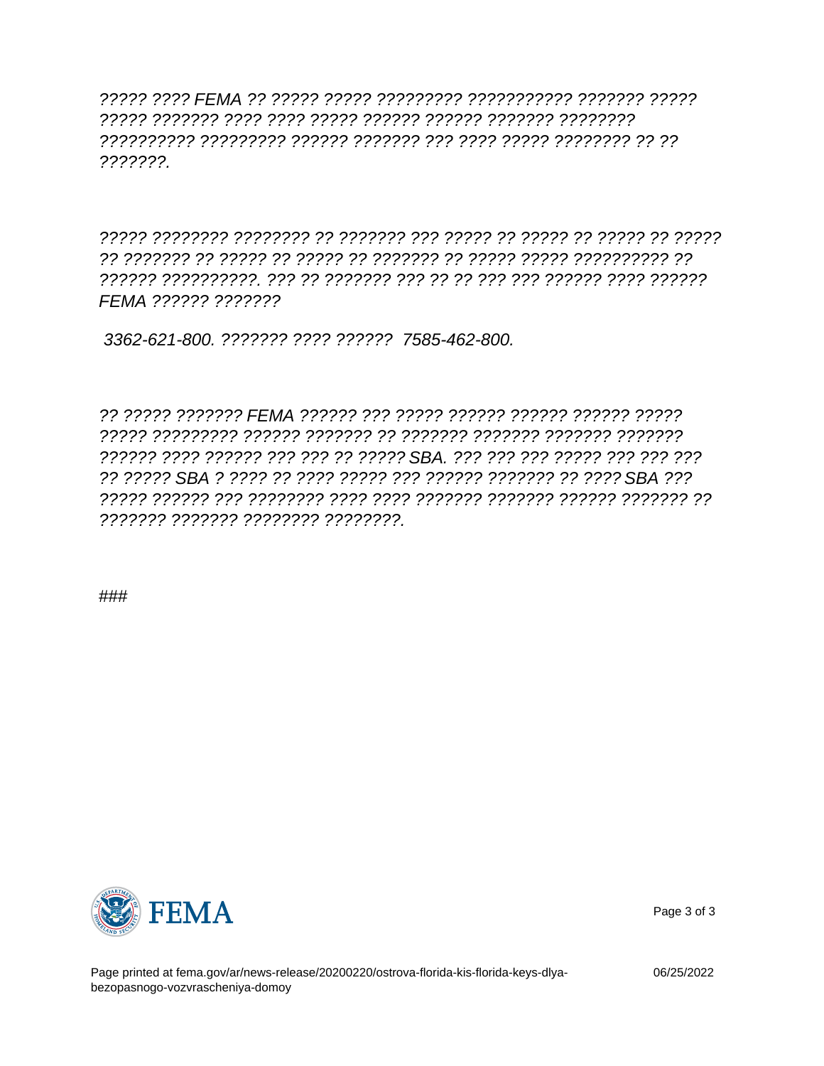*????? ???? FEMA ?? ????? ????? ????????? ??????????? ??????? ????? ????? ??????? ???? ???? ????? ?????? ?????? ??????? ???????? ?????????? ????????? ?????? ??????? ??? ???? ????? ???????? ?? ?? ???????.*

*????? ???????? ???????? ?? ??????? ??? ????? ?? ????? ?? ????? ?? ????? ?? ??????? ?? ????? ?? ????? ?? ??????? ?? ????? ????? ?????????? ?? ?????? ??????????. ??? ?? ??????? ??? ?? ?? ??? ??? ?????? ???? ?????? FEMA ?????? ???????*

*3362-621-800. ??????? ???? ??????  7585-462-800.*

*?? ????? ??????? FEMA ?????? ??? ????? ?????? ?????? ?????? ????? ????? ????????? ?????? ??????? ?? ??????? ??????? ??????? ??????? ?????? ???? ?????? ??? ??? ?? ????? SBA. ??? ??? ??? ????? ??? ??? ??? ?? ????? SBA ? ???? ?? ???? ????? ??? ?????? ??????? ?? ???? SBA ??? ????? ?????? ??? ???????? ???? ???? ??????? ??????? ?????? ??????? ?? ??????? ??????? ???????? ????????.*

*###*

Page printed at fema.gov/ar/news-release/20200220/ostrova-florida-kis-florida-keys-dlya-bezopasnogo-vozvrascheniya-domoy

06/25/2022